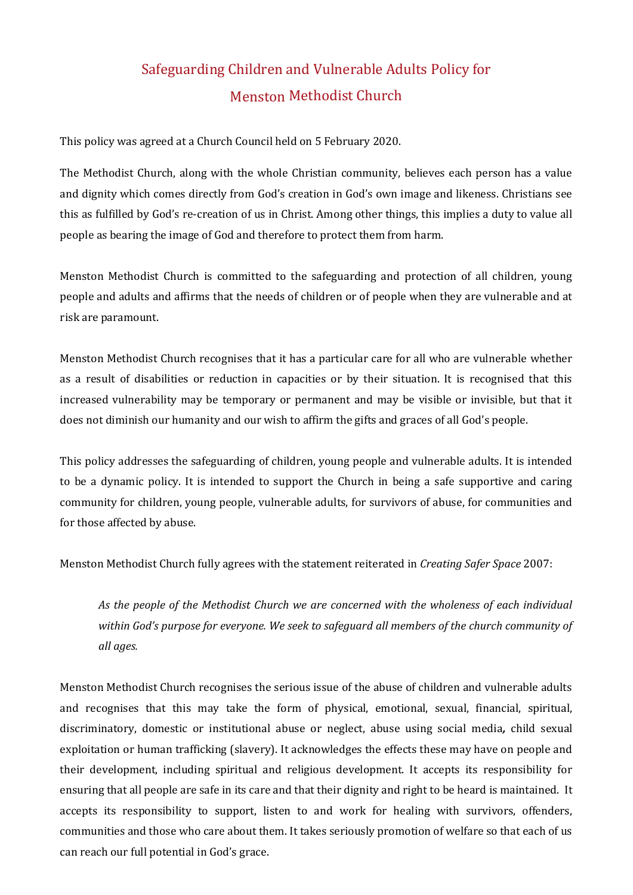# Safeguarding Children and Vulnerable Adults Policy for Menston Methodist Church

This policy was agreed at a Church Council held on 5 February 2020.

The Methodist Church, along with the whole Christian community, believes each person has a value and dignity which comes directly from God's creation in God's own image and likeness. Christians see this as fulfilled by God's re-creation of us in Christ. Among other things, this implies a duty to value all people as bearing the image of God and therefore to protect them from harm.

Menston Methodist Church is committed to the safeguarding and protection of all children, young people and adults and affirms that the needs of children or of people when they are vulnerable and at risk are paramount.

Menston Methodist Church recognises that it has a particular care for all who are vulnerable whether as a result of disabilities or reduction in capacities or by their situation. It is recognised that this increased vulnerability may be temporary or permanent and may be visible or invisible, but that it does not diminish our humanity and our wish to affirm the gifts and graces of all God's people.

This policy addresses the safeguarding of children, young people and vulnerable adults. It is intended to be a dynamic policy. It is intended to support the Church in being a safe supportive and caring community for children, young people, vulnerable adults, for survivors of abuse, for communities and for those affected by abuse.

Menston Methodist Church fully agrees with the statement reiterated in *Creating Safer Space* 2007:

> *As the people of the Methodist Church we are concerned with the wholeness of each individual within God's purpose for everyone. We seek to safeguard all members of the church community of all ages.*

Menston Methodist Church recognises the serious issue of the abuse of children and vulnerable adults and recognises that this may take the form of physical, emotional, sexual, financial, spiritual, discriminatory, domestic or institutional abuse or neglect, abuse using social media**,** child sexual exploitation or human trafficking (slavery). It acknowledges the effects these may have on people and their development, including spiritual and religious development. It accepts its responsibility for ensuring that all people are safe in its care and that their dignity and right to be heard is maintained. It accepts its responsibility to support, listen to and work for healing with survivors, offenders, communities and those who care about them. It takes seriously promotion of welfare so that each of us can reach our full potential in God's grace.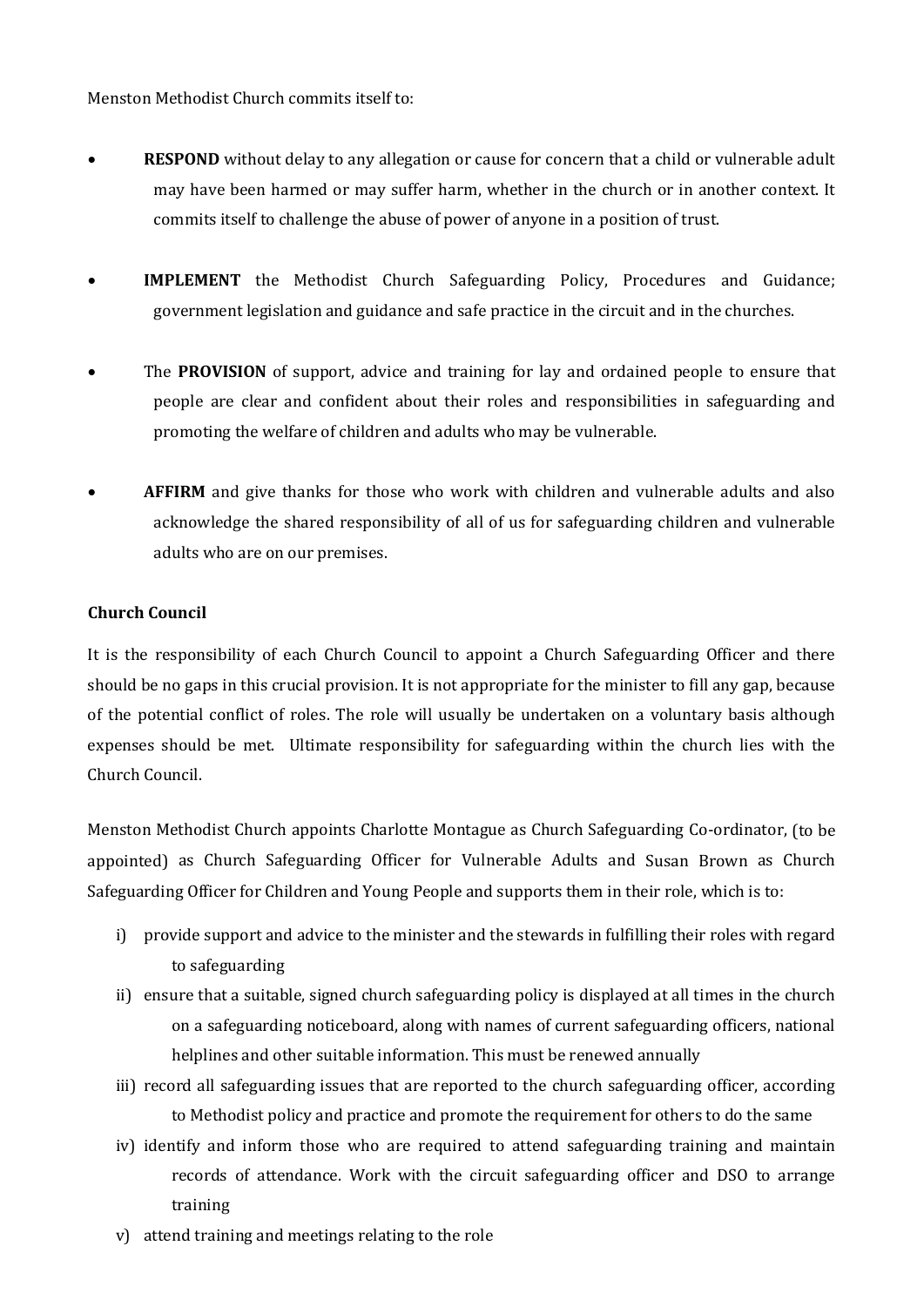Menston Methodist Church commits itself to:

- **RESPOND** without delay to any allegation or cause for concern that a child or vulnerable adult may have been harmed or may suffer harm, whether in the church or in another context. It commits itself to challenge the abuse of power of anyone in a position of trust.
- **IMPLEMENT** the Methodist Church Safeguarding Policy, Procedures and Guidance; government legislation and guidance and safe practice in the circuit and in the churches.
- The **PROVISION** of support, advice and training for lay and ordained people to ensure that people are clear and confident about their roles and responsibilities in safeguarding and promoting the welfare of children and adults who may be vulnerable.
- **AFFIRM** and give thanks for those who work with children and vulnerable adults and also acknowledge the shared responsibility of all of us for safeguarding children and vulnerable adults who are on our premises.

**Church Council**

It is the responsibility of each Church Council to appoint a Church Safeguarding Officer and there should be no gaps in this crucial provision. It is not appropriate for the minister to fill any gap, because of the potential conflict of roles. The role will usually be undertaken on a voluntary basis although expenses should be met. Ultimate responsibility for safeguarding within the church lies with the Church Council.

Menston Methodist Church appoints Charlotte Montague as Church Safeguarding Co-ordinator, (to be appointed) as Church Safeguarding Officer for Vulnerable Adults and Susan Brown as Church Safeguarding Officer for Children and Young People and supports them in their role, which is to:

i) provide support and advice to the minister and the stewards in fulfilling their roles with regard to safeguarding
ii) ensure that a suitable, signed church safeguarding policy is displayed at all times in the church on a safeguarding noticeboard, along with names of current safeguarding officers, national helplines and other suitable information. This must be renewed annually
iii) record all safeguarding issues that are reported to the church safeguarding officer, according to Methodist policy and practice and promote the requirement for others to do the same
iv) identify and inform those who are required to attend safeguarding training and maintain records of attendance. Work with the circuit safeguarding officer and DSO to arrange training
v) attend training and meetings relating to the role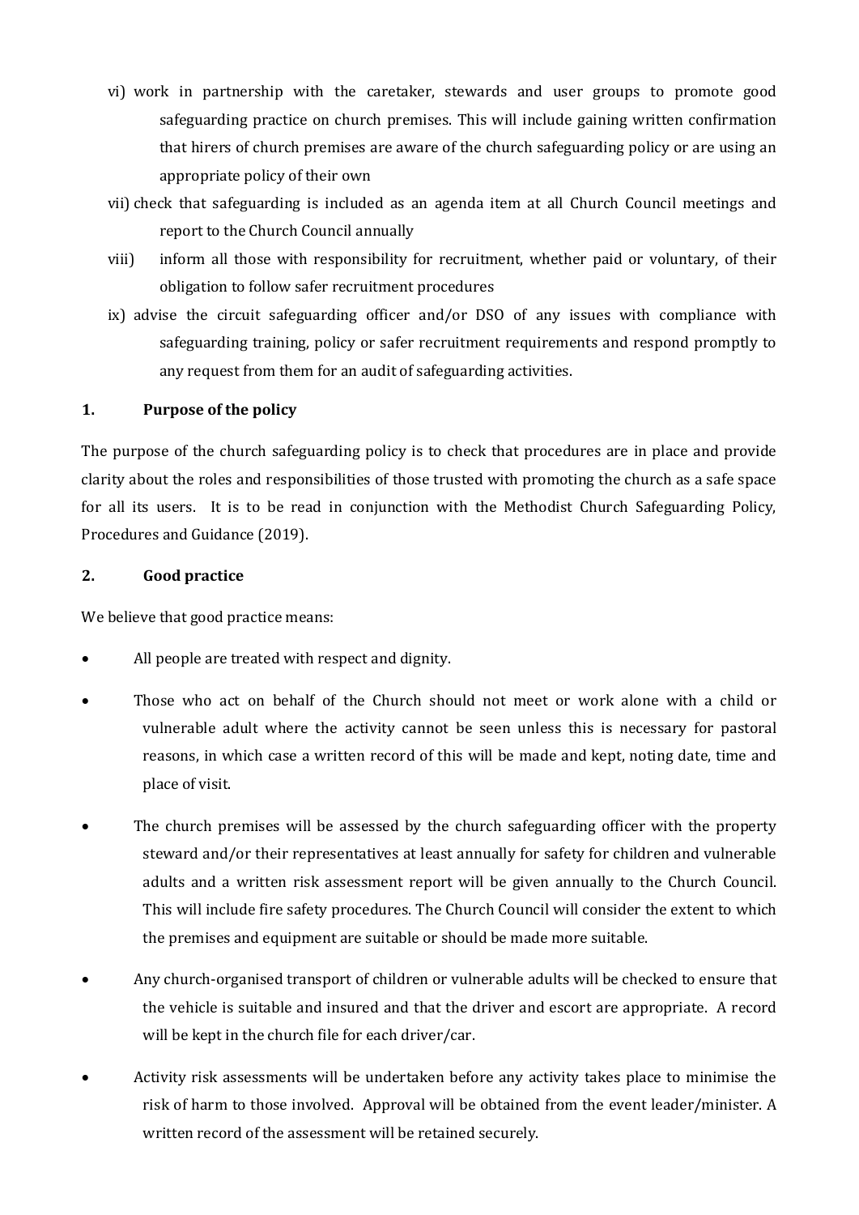vi) work in partnership with the caretaker, stewards and user groups to promote good safeguarding practice on church premises. This will include gaining written confirmation that hirers of church premises are aware of the church safeguarding policy or are using an appropriate policy of their own

vii) check that safeguarding is included as an agenda item at all Church Council meetings and report to the Church Council annually

viii) inform all those with responsibility for recruitment, whether paid or voluntary, of their obligation to follow safer recruitment procedures

ix) advise the circuit safeguarding officer and/or DSO of any issues with compliance with safeguarding training, policy or safer recruitment requirements and respond promptly to any request from them for an audit of safeguarding activities.

## 1. Purpose of the policy

The purpose of the church safeguarding policy is to check that procedures are in place and provide clarity about the roles and responsibilities of those trusted with promoting the church as a safe space for all its users. It is to be read in conjunction with the Methodist Church Safeguarding Policy, Procedures and Guidance (2019).

## 2. Good practice

We believe that good practice means:

- All people are treated with respect and dignity.
- Those who act on behalf of the Church should not meet or work alone with a child or vulnerable adult where the activity cannot be seen unless this is necessary for pastoral reasons, in which case a written record of this will be made and kept, noting date, time and place of visit.
- The church premises will be assessed by the church safeguarding officer with the property steward and/or their representatives at least annually for safety for children and vulnerable adults and a written risk assessment report will be given annually to the Church Council. This will include fire safety procedures. The Church Council will consider the extent to which the premises and equipment are suitable or should be made more suitable.
- Any church-organised transport of children or vulnerable adults will be checked to ensure that the vehicle is suitable and insured and that the driver and escort are appropriate. A record will be kept in the church file for each driver/car.
- Activity risk assessments will be undertaken before any activity takes place to minimise the risk of harm to those involved. Approval will be obtained from the event leader/minister. A written record of the assessment will be retained securely.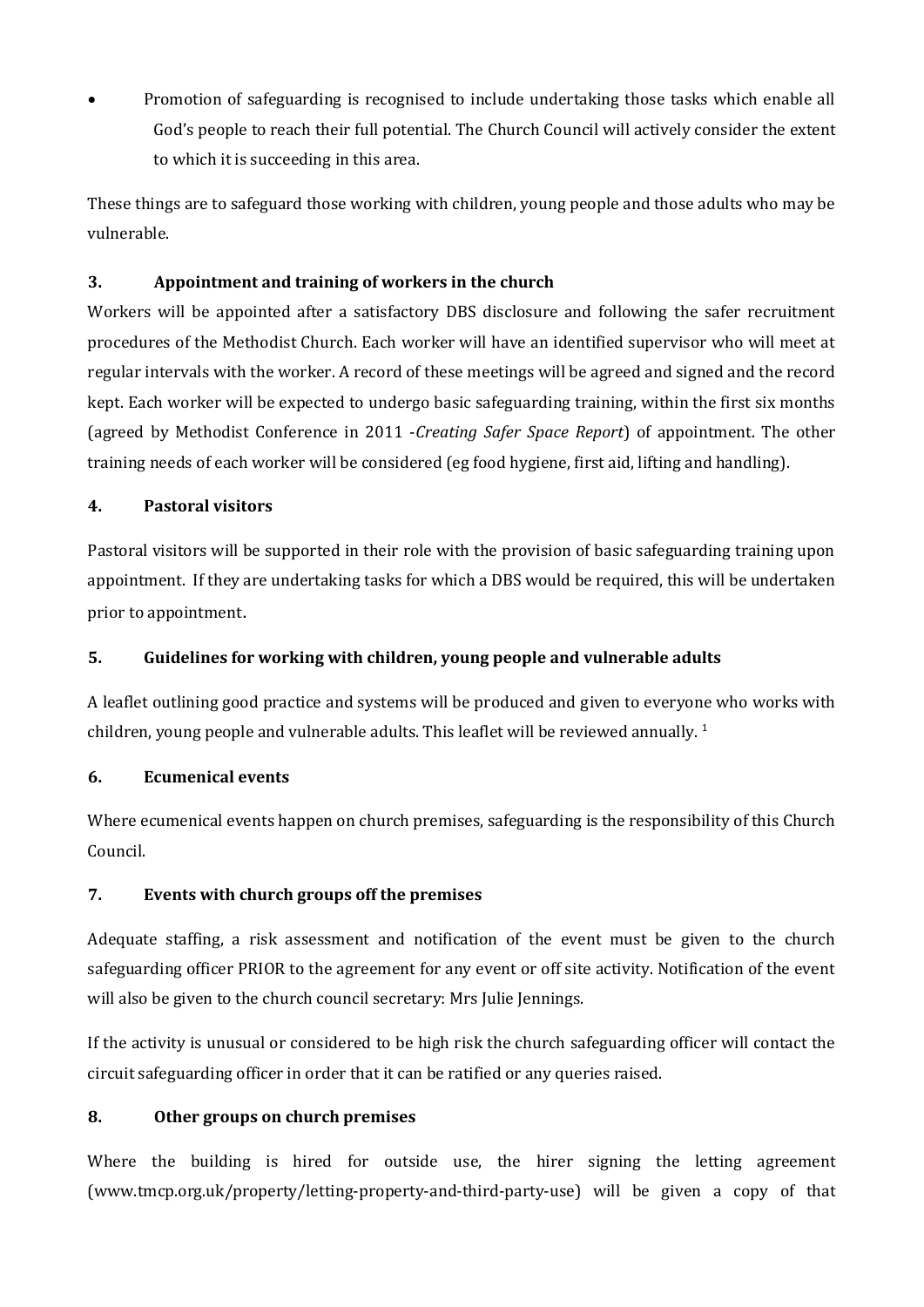- Promotion of safeguarding is recognised to include undertaking those tasks which enable all God's people to reach their full potential. The Church Council will actively consider the extent to which it is succeeding in this area.

These things are to safeguard those working with children, young people and those adults who may be vulnerable.

### 3. Appointment and training of workers in the church

Workers will be appointed after a satisfactory DBS disclosure and following the safer recruitment procedures of the Methodist Church. Each worker will have an identified supervisor who will meet at regular intervals with the worker. A record of these meetings will be agreed and signed and the record kept. Each worker will be expected to undergo basic safeguarding training, within the first six months (agreed by Methodist Conference in 2011 -*Creating Safer Space Report*) of appointment. The other training needs of each worker will be considered (eg food hygiene, first aid, lifting and handling).

### 4. Pastoral visitors

Pastoral visitors will be supported in their role with the provision of basic safeguarding training upon appointment. If they are undertaking tasks for which a DBS would be required, this will be undertaken prior to appointment.

### 5. Guidelines for working with children, young people and vulnerable adults

A leaflet outlining good practice and systems will be produced and given to everyone who works with children, young people and vulnerable adults. This leaflet will be reviewed annually. [1]

### 6. Ecumenical events

Where ecumenical events happen on church premises, safeguarding is the responsibility of this Church Council.

### 7. Events with church groups off the premises

Adequate staffing, a risk assessment and notification of the event must be given to the church safeguarding officer PRIOR to the agreement for any event or off site activity. Notification of the event will also be given to the church council secretary: Mrs Julie Jennings.

If the activity is unusual or considered to be high risk the church safeguarding officer will contact the circuit safeguarding officer in order that it can be ratified or any queries raised.

### 8. Other groups on church premises

Where the building is hired for outside use, the hirer signing the letting agreement (www.tmcp.org.uk/property/letting-property-and-third-party-use) will be given a copy of that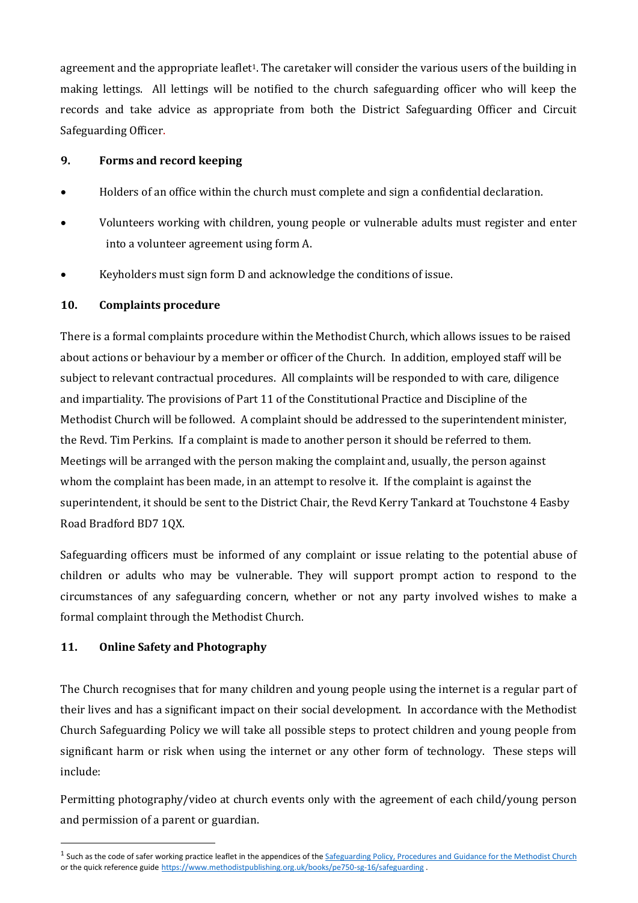agreement and the appropriate leaflet[1]. The caretaker will consider the various users of the building in making lettings. All lettings will be notified to the church safeguarding officer who will keep the records and take advice as appropriate from both the District Safeguarding Officer and Circuit Safeguarding Officer.

## 9. Forms and record keeping

- Holders of an office within the church must complete and sign a confidential declaration.
- Volunteers working with children, young people or vulnerable adults must register and enter into a volunteer agreement using form A.
- Keyholders must sign form D and acknowledge the conditions of issue.

## 10. Complaints procedure

There is a formal complaints procedure within the Methodist Church, which allows issues to be raised about actions or behaviour by a member or officer of the Church. In addition, employed staff will be subject to relevant contractual procedures. All complaints will be responded to with care, diligence and impartiality. The provisions of Part 11 of the Constitutional Practice and Discipline of the Methodist Church will be followed. A complaint should be addressed to the superintendent minister, the Revd. Tim Perkins. If a complaint is made to another person it should be referred to them. Meetings will be arranged with the person making the complaint and, usually, the person against whom the complaint has been made, in an attempt to resolve it. If the complaint is against the superintendent, it should be sent to the District Chair, the Revd Kerry Tankard at Touchstone 4 Easby Road Bradford BD7 1QX.

Safeguarding officers must be informed of any complaint or issue relating to the potential abuse of children or adults who may be vulnerable. They will support prompt action to respond to the circumstances of any safeguarding concern, whether or not any party involved wishes to make a formal complaint through the Methodist Church.

## 11. Online Safety and Photography

The Church recognises that for many children and young people using the internet is a regular part of their lives and has a significant impact on their social development. In accordance with the Methodist Church Safeguarding Policy we will take all possible steps to protect children and young people from significant harm or risk when using the internet or any other form of technology. These steps will include:

Permitting photography/video at church events only with the agreement of each child/young person and permission of a parent or guardian.

---

[1] Such as the code of safer working practice leaflet in the appendices of the Safeguarding Policy, Procedures and Guidance for the Methodist Church or the quick reference guide https://www.methodistpublishing.org.uk/books/pe750-sg-16/safeguarding .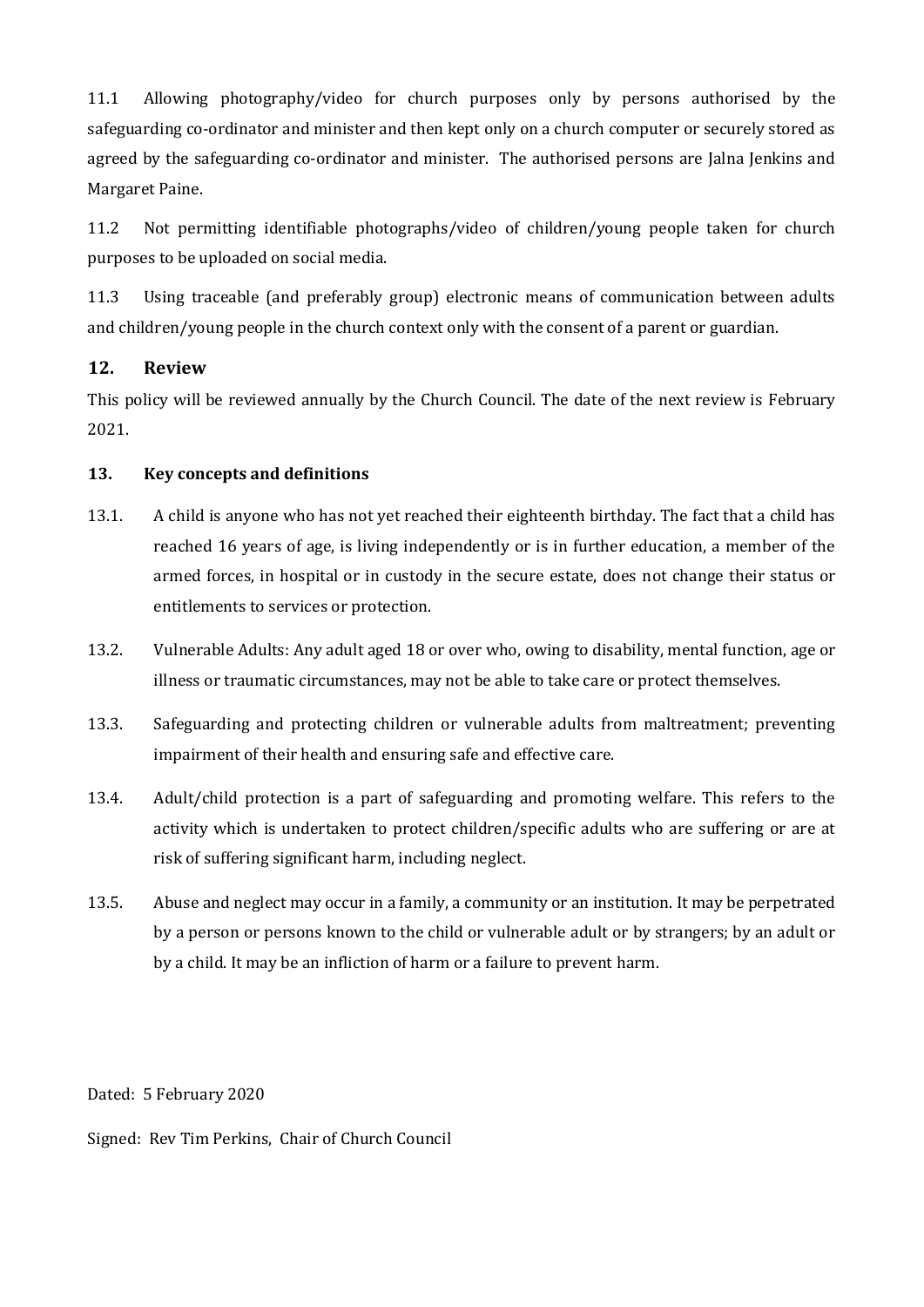11.1 Allowing photography/video for church purposes only by persons authorised by the safeguarding co-ordinator and minister and then kept only on a church computer or securely stored as agreed by the safeguarding co-ordinator and minister. The authorised persons are Jalna Jenkins and Margaret Paine.

11.2 Not permitting identifiable photographs/video of children/young people taken for church purposes to be uploaded on social media.

11.3 Using traceable (and preferably group) electronic means of communication between adults and children/young people in the church context only with the consent of a parent or guardian.

## 12. Review

This policy will be reviewed annually by the Church Council. The date of the next review is February 2021.

### 13. Key concepts and definitions

13.1. A child is anyone who has not yet reached their eighteenth birthday. The fact that a child has reached 16 years of age, is living independently or is in further education, a member of the armed forces, in hospital or in custody in the secure estate, does not change their status or entitlements to services or protection.

13.2. Vulnerable Adults: Any adult aged 18 or over who, owing to disability, mental function, age or illness or traumatic circumstances, may not be able to take care or protect themselves.

13.3. Safeguarding and protecting children or vulnerable adults from maltreatment; preventing impairment of their health and ensuring safe and effective care.

13.4. Adult/child protection is a part of safeguarding and promoting welfare. This refers to the activity which is undertaken to protect children/specific adults who are suffering or are at risk of suffering significant harm, including neglect.

13.5. Abuse and neglect may occur in a family, a community or an institution. It may be perpetrated by a person or persons known to the child or vulnerable adult or by strangers; by an adult or by a child. It may be an infliction of harm or a failure to prevent harm.

Dated: 5 February 2020

Signed: Rev Tim Perkins, Chair of Church Council